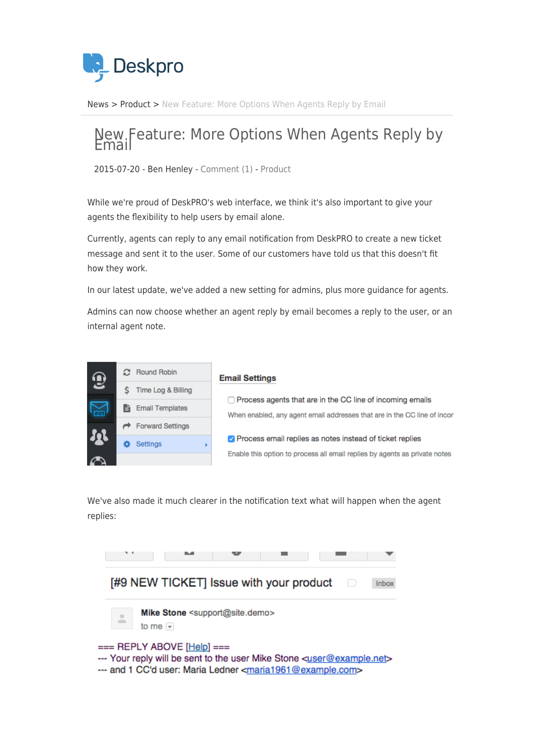News > Product > New Feature: More Options When Agents Reply by Email

# New Feature: More Options When Agents Reply by Email

2015-07-20 - Ben Henley - Comment (1) - Product

While we're proud of DeskPRO's web interface, we think it's also important to give your agents the flexibility to help users by email alone.

Currently, agents can reply to any email notification from DeskPRO to create a new ticket message and sent it to the user. Some of our customers have told us that this doesn't fit how they work.

In our latest update, we've added a new setting for admins, plus more guidance for agents.

Admins can now choose whether an agent reply by email becomes a reply to the user, or an internal agent note.

We've also made it much clearer in the notification text what will happen when the agent replies: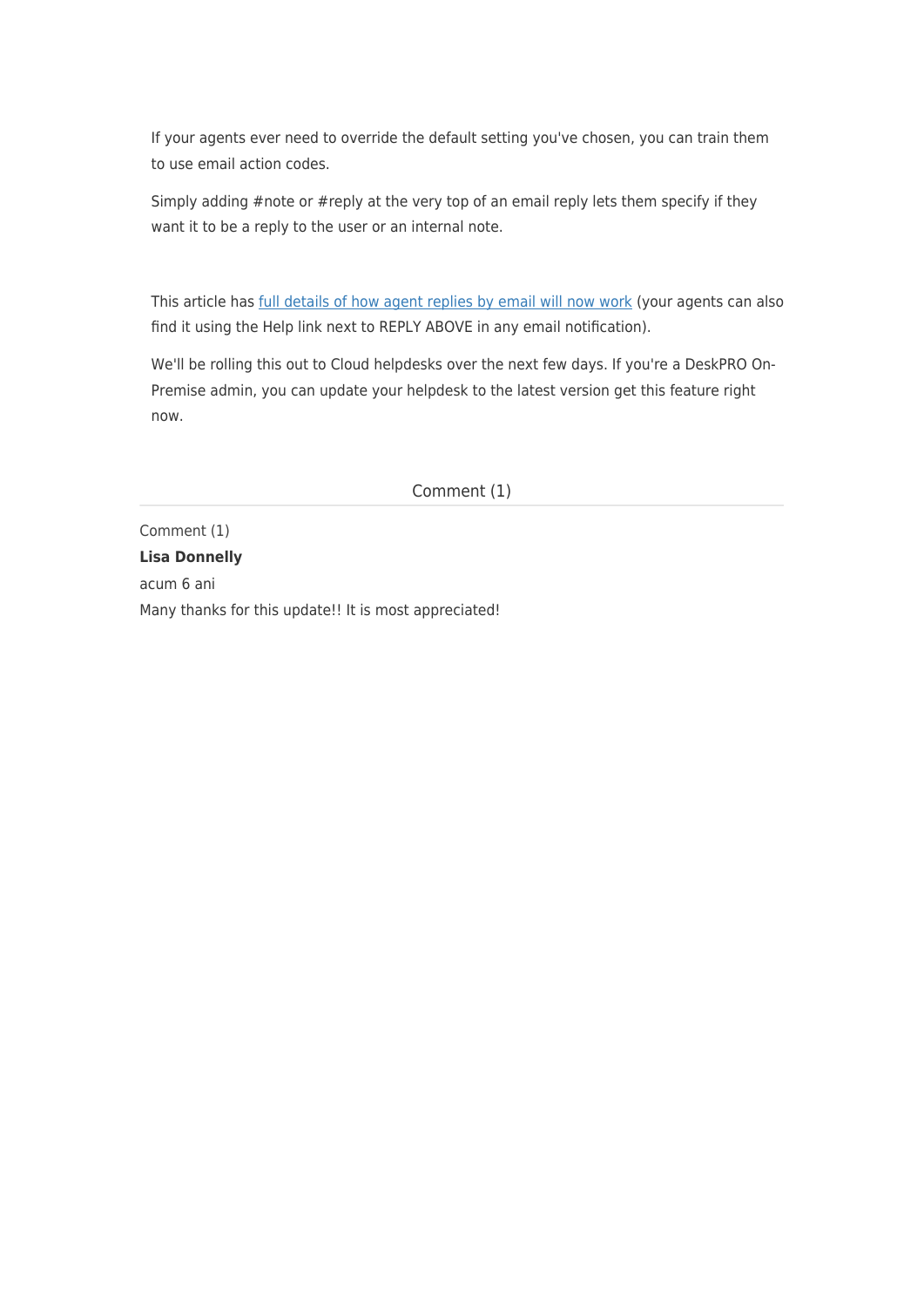If your agents ever need to override the default setting you've chosen, you can train them to use email action codes.

Simply adding #note or #reply at the very top of an email reply lets them specify if they want it to be a reply to the user or an internal note.

This article has full details of how agent replies by email will now work (your agents can also find it using the Help link next to REPLY ABOVE in any email notification).

We'll be rolling this out to Cloud helpdesks over the next few days. If you're a DeskPRO On-Premise admin, you can update your helpdesk to the latest version get this feature right now.

Comment (1)

Comment (1)

**Lisa Donnelly**

acum 6 ani

Many thanks for this update!! It is most appreciated!